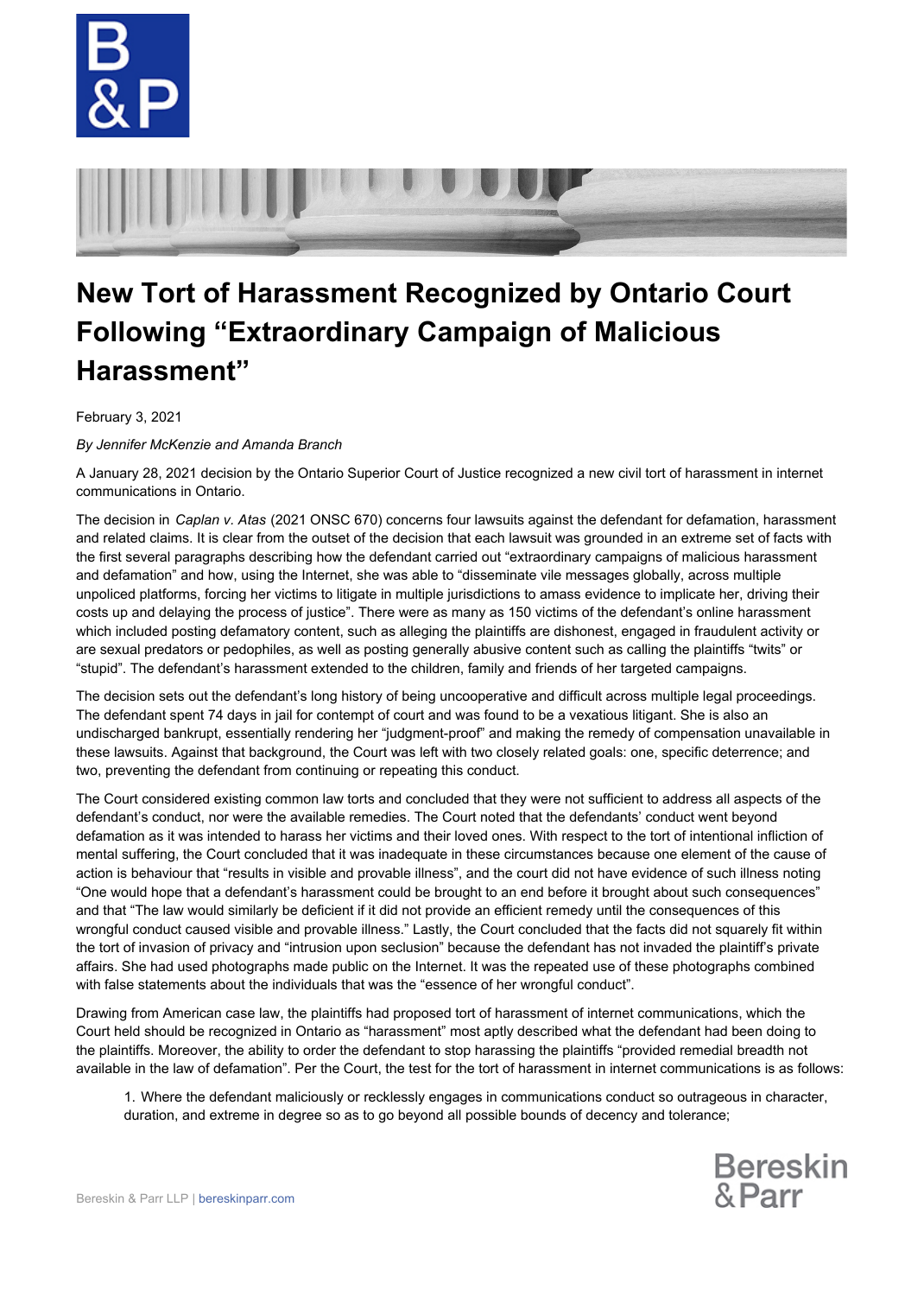# New Tort of Harassment Recognized by Ontario Court Following "Extraordinary Campaign of Malicious Harassment"

February 3, 2021

*By Jennifer McKenzie and Amanda Branch*

A January 28, 2021 decision by the Ontario Superior Court of Justice recognized a new civil tort of harassment in internet communications in Ontario.

The decision in *Caplan v. Atas* (2021 ONSC 670) concerns four lawsuits against the defendant for defamation, harassment and related claims. It is clear from the outset of the decision that each lawsuit was grounded in an extreme set of facts with the first several paragraphs describing how the defendant carried out "extraordinary campaigns of malicious harassment and defamation" and how, using the Internet, she was able to "disseminate vile messages globally, across multiple unpoliced platforms, forcing her victims to litigate in multiple jurisdictions to amass evidence to implicate her, driving their costs up and delaying the process of justice". There were as many as 150 victims of the defendant's online harassment which included posting defamatory content, such as alleging the plaintiffs are dishonest, engaged in fraudulent activity or are sexual predators or pedophiles, as well as posting generally abusive content such as calling the plaintiffs "twits" or "stupid". The defendant's harassment extended to the children, family and friends of her targeted campaigns.

The decision sets out the defendant's long history of being uncooperative and difficult across multiple legal proceedings. The defendant spent 74 days in jail for contempt of court and was found to be a vexatious litigant. She is also an undischarged bankrupt, essentially rendering her "judgment-proof" and making the remedy of compensation unavailable in these lawsuits. Against that background, the Court was left with two closely related goals: one, specific deterrence; and two, preventing the defendant from continuing or repeating this conduct.

The Court considered existing common law torts and concluded that they were not sufficient to address all aspects of the defendant's conduct, nor were the available remedies. The Court noted that the defendants' conduct went beyond defamation as it was intended to harass her victims and their loved ones. With respect to the tort of intentional infliction of mental suffering, the Court concluded that it was inadequate in these circumstances because one element of the cause of action is behaviour that "results in visible and provable illness", and the court did not have evidence of such illness noting "One would hope that a defendant's harassment could be brought to an end before it brought about such consequences" and that "The law would similarly be deficient if it did not provide an efficient remedy until the consequences of this wrongful conduct caused visible and provable illness." Lastly, the Court concluded that the facts did not squarely fit within the tort of invasion of privacy and "intrusion upon seclusion" because the defendant has not invaded the plaintiff's private affairs. She had used photographs made public on the Internet. It was the repeated use of these photographs combined with false statements about the individuals that was the "essence of her wrongful conduct".

Drawing from American case law, the plaintiffs had proposed tort of harassment of internet communications, which the Court held should be recognized in Ontario as "harassment" most aptly described what the defendant had been doing to the plaintiffs. Moreover, the ability to order the defendant to stop harassing the plaintiffs "provided remedial breadth not available in the law of defamation". Per the Court, the test for the tort of harassment in internet communications is as follows:

1. Where the defendant maliciously or recklessly engages in communications conduct so outrageous in character, duration, and extreme in degree so as to go beyond all possible bounds of decency and tolerance;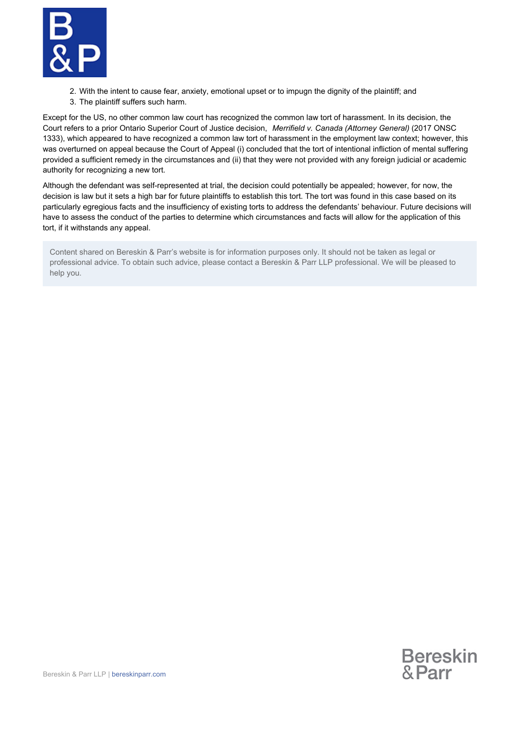2. With the intent to cause fear, anxiety, emotional upset or to impugn the dignity of the plaintiff; and
3. The plaintiff suffers such harm.

Except for the US, no other common law court has recognized the common law tort of harassment. In its decision, the Court refers to a prior Ontario Superior Court of Justice decision, *Merrifield v. Canada (Attorney General)* (2017 ONSC 1333), which appeared to have recognized a common law tort of harassment in the employment law context; however, this was overturned on appeal because the Court of Appeal (i) concluded that the tort of intentional infliction of mental suffering provided a sufficient remedy in the circumstances and (ii) that they were not provided with any foreign judicial or academic authority for recognizing a new tort.

Although the defendant was self-represented at trial, the decision could potentially be appealed; however, for now, the decision is law but it sets a high bar for future plaintiffs to establish this tort. The tort was found in this case based on its particularly egregious facts and the insufficiency of existing torts to address the defendants' behaviour. Future decisions will have to assess the conduct of the parties to determine which circumstances and facts will allow for the application of this tort, if it withstands any appeal.

Content shared on Bereskin & Parr's website is for information purposes only. It should not be taken as legal or professional advice. To obtain such advice, please contact a Bereskin & Parr LLP professional. We will be pleased to help you.